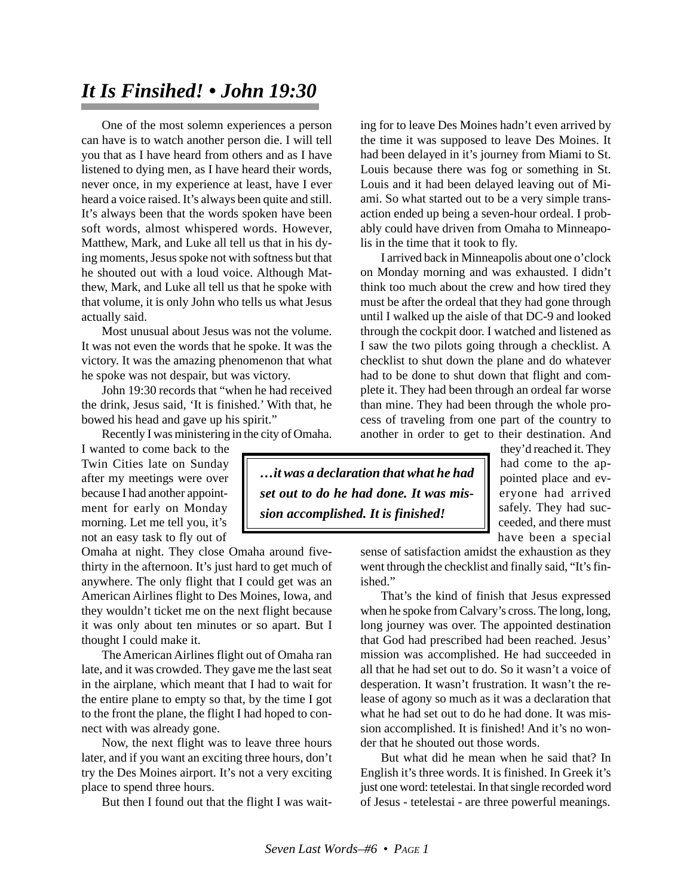# *It Is Finsihed! • John 19:30*

One of the most solemn experiences a person can have is to watch another person die. I will tell you that as I have heard from others and as I have listened to dying men, as I have heard their words, never once, in my experience at least, have I ever heard a voice raised. It's always been quite and still. It's always been that the words spoken have been soft words, almost whispered words. However, Matthew, Mark, and Luke all tell us that in his dying moments, Jesus spoke not with softness but that he shouted out with a loud voice. Although Matthew, Mark, and Luke all tell us that he spoke with that volume, it is only John who tells us what Jesus actually said.

Most unusual about Jesus was not the volume. It was not even the words that he spoke. It was the victory. It was the amazing phenomenon that what he spoke was not despair, but was victory.

John 19:30 records that "when he had received the drink, Jesus said, 'It is finished.' With that, he bowed his head and gave up his spirit."

Recently I was ministering in the city of Omaha. I wanted to come back to the Twin Cities late on Sunday after my meetings were over because I had another appointment for early on Monday morning. Let me tell you, it's not an easy task to fly out of Omaha at night. They close Omaha around five-thirty in the afternoon. It's just hard to get much of anywhere. The only flight that I could get was an American Airlines flight to Des Moines, Iowa, and they wouldn't ticket me on the next flight because it was only about ten minutes or so apart. But I thought I could make it.

The American Airlines flight out of Omaha ran late, and it was crowded. They gave me the last seat in the airplane, which meant that I had to wait for the entire plane to empty so that, by the time I got to the front the plane, the flight I had hoped to connect with was already gone.

Now, the next flight was to leave three hours later, and if you want an exciting three hours, don't try the Des Moines airport. It's not a very exciting place to spend three hours.

But then I found out that the flight I was waiting for to leave Des Moines hadn't even arrived by the time it was supposed to leave Des Moines. It had been delayed in it's journey from Miami to St. Louis because there was fog or something in St. Louis and it had been delayed leaving out of Miami. So what started out to be a very simple transaction ended up being a seven-hour ordeal. I probably could have driven from Omaha to Minneapolis in the time that it took to fly.

I arrived back in Minneapolis about one o'clock on Monday morning and was exhausted. I didn't think too much about the crew and how tired they must be after the ordeal that they had gone through until I walked up the aisle of that DC-9 and looked through the cockpit door. I watched and listened as I saw the two pilots going through a checklist. A checklist to shut down the plane and do whatever had to be done to shut down that flight and complete it. They had been through an ordeal far worse than mine. They had been through the whole process of traveling from one part of the country to another in order to get to their destination. And they'd reached it. They had come to the appointed place and everyone had arrived safely. They had succeeded, and there must have been a special sense of satisfaction amidst the exhaustion as they went through the checklist and finally said, "It's finished."

> ***…it was a declaration that what he had set out to do he had done. It was mission accomplished. It is finished!***

That's the kind of finish that Jesus expressed when he spoke from Calvary's cross. The long, long, long journey was over. The appointed destination that God had prescribed had been reached. Jesus' mission was accomplished. He had succeeded in all that he had set out to do. So it wasn't a voice of desperation. It wasn't frustration. It wasn't the release of agony so much as it was a declaration that what he had set out to do he had done. It was mission accomplished. It is finished! And it's no wonder that he shouted out those words.

But what did he mean when he said that? In English it's three words. It is finished. In Greek it's just one word: tetelestai. In that single recorded word of Jesus - tetelestai - are three powerful meanings.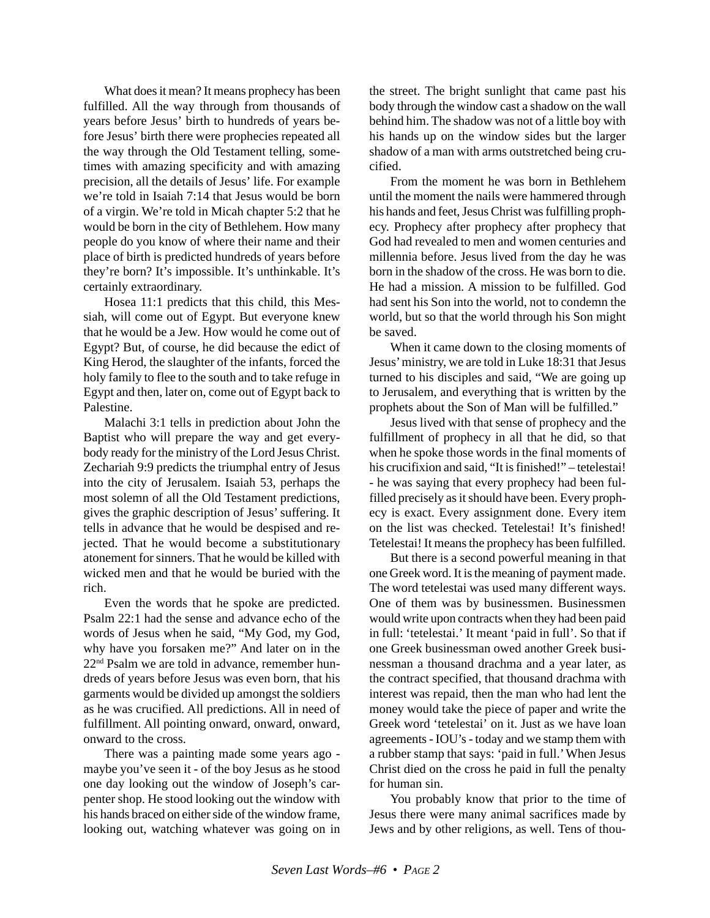What does it mean? It means prophecy has been fulfilled. All the way through from thousands of years before Jesus' birth to hundreds of years before Jesus' birth there were prophecies repeated all the way through the Old Testament telling, sometimes with amazing specificity and with amazing precision, all the details of Jesus' life. For example we're told in Isaiah 7:14 that Jesus would be born of a virgin. We're told in Micah chapter 5:2 that he would be born in the city of Bethlehem. How many people do you know of where their name and their place of birth is predicted hundreds of years before they're born? It's impossible. It's unthinkable. It's certainly extraordinary.

Hosea 11:1 predicts that this child, this Messiah, will come out of Egypt. But everyone knew that he would be a Jew. How would he come out of Egypt? But, of course, he did because the edict of King Herod, the slaughter of the infants, forced the holy family to flee to the south and to take refuge in Egypt and then, later on, come out of Egypt back to Palestine.

Malachi 3:1 tells in prediction about John the Baptist who will prepare the way and get everybody ready for the ministry of the Lord Jesus Christ. Zechariah 9:9 predicts the triumphal entry of Jesus into the city of Jerusalem. Isaiah 53, perhaps the most solemn of all the Old Testament predictions, gives the graphic description of Jesus' suffering. It tells in advance that he would be despised and rejected. That he would become a substitutionary atonement for sinners. That he would be killed with wicked men and that he would be buried with the rich.

Even the words that he spoke are predicted. Psalm 22:1 had the sense and advance echo of the words of Jesus when he said, "My God, my God, why have you forsaken me?" And later on in the 22nd Psalm we are told in advance, remember hundreds of years before Jesus was even born, that his garments would be divided up amongst the soldiers as he was crucified. All predictions. All in need of fulfillment. All pointing onward, onward, onward, onward to the cross.

There was a painting made some years ago - maybe you've seen it - of the boy Jesus as he stood one day looking out the window of Joseph's carpenter shop. He stood looking out the window with his hands braced on either side of the window frame, looking out, watching whatever was going on in the street. The bright sunlight that came past his body through the window cast a shadow on the wall behind him. The shadow was not of a little boy with his hands up on the window sides but the larger shadow of a man with arms outstretched being crucified.

From the moment he was born in Bethlehem until the moment the nails were hammered through his hands and feet, Jesus Christ was fulfilling prophecy. Prophecy after prophecy after prophecy that God had revealed to men and women centuries and millennia before. Jesus lived from the day he was born in the shadow of the cross. He was born to die. He had a mission. A mission to be fulfilled. God had sent his Son into the world, not to condemn the world, but so that the world through his Son might be saved.

When it came down to the closing moments of Jesus' ministry, we are told in Luke 18:31 that Jesus turned to his disciples and said, "We are going up to Jerusalem, and everything that is written by the prophets about the Son of Man will be fulfilled."

Jesus lived with that sense of prophecy and the fulfillment of prophecy in all that he did, so that when he spoke those words in the final moments of his crucifixion and said, "It is finished!" – tetelestai! - he was saying that every prophecy had been fulfilled precisely as it should have been. Every prophecy is exact. Every assignment done. Every item on the list was checked. Tetelestai! It's finished! Tetelestai! It means the prophecy has been fulfilled.

But there is a second powerful meaning in that one Greek word. It is the meaning of payment made. The word tetelestai was used many different ways. One of them was by businessmen. Businessmen would write upon contracts when they had been paid in full: 'tetelestai.' It meant 'paid in full'. So that if one Greek businessman owed another Greek businessman a thousand drachma and a year later, as the contract specified, that thousand drachma with interest was repaid, then the man who had lent the money would take the piece of paper and write the Greek word 'tetelestai' on it. Just as we have loan agreements - IOU's - today and we stamp them with a rubber stamp that says: 'paid in full.' When Jesus Christ died on the cross he paid in full the penalty for human sin.

You probably know that prior to the time of Jesus there were many animal sacrifices made by Jews and by other religions, as well. Tens of thou-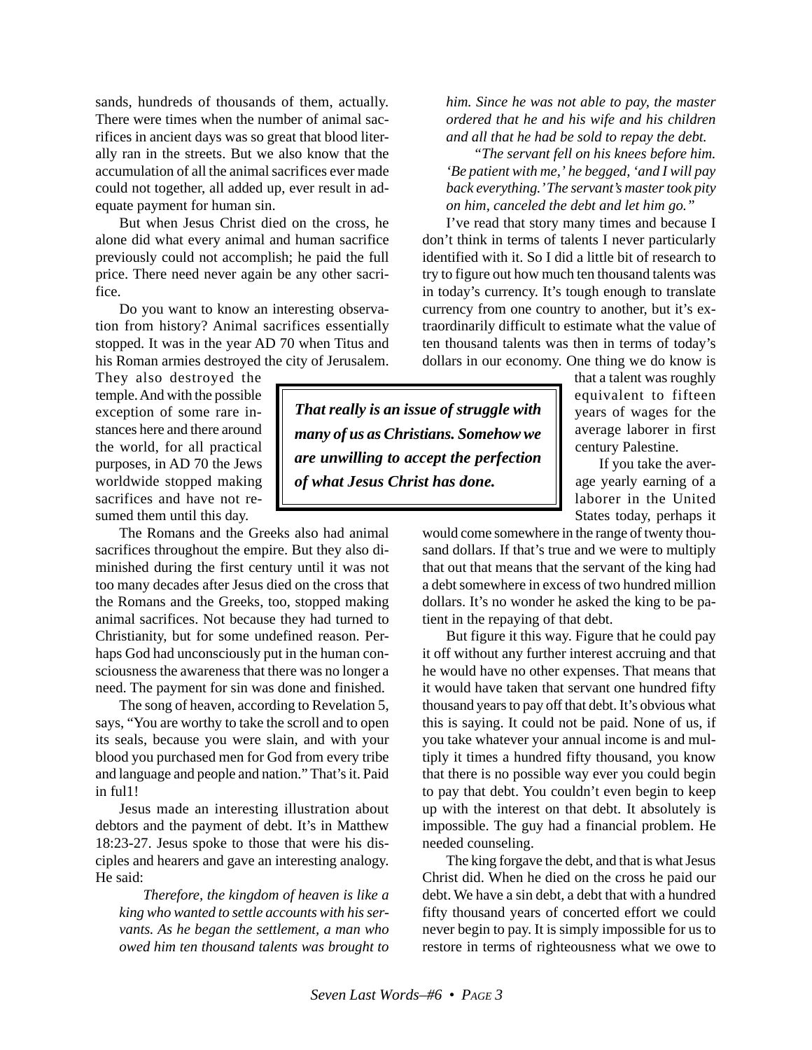sands, hundreds of thousands of them, actually. There were times when the number of animal sacrifices in ancient days was so great that blood literally ran in the streets. But we also know that the accumulation of all the animal sacrifices ever made could not together, all added up, ever result in adequate payment for human sin.

But when Jesus Christ died on the cross, he alone did what every animal and human sacrifice previously could not accomplish; he paid the full price. There need never again be any other sacrifice.

Do you want to know an interesting observation from history? Animal sacrifices essentially stopped. It was in the year AD 70 when Titus and his Roman armies destroyed the city of Jerusalem. They also destroyed the temple. And with the possible exception of some rare instances here and there around the world, for all practical purposes, in AD 70 the Jews worldwide stopped making sacrifices and have not resumed them until this day.

> ***That really is an issue of struggle with many of us as Christians. Somehow we are unwilling to accept the perfection of what Jesus Christ has done.***

The Romans and the Greeks also had animal sacrifices throughout the empire. But they also diminished during the first century until it was not too many decades after Jesus died on the cross that the Romans and the Greeks, too, stopped making animal sacrifices. Not because they had turned to Christianity, but for some undefined reason. Perhaps God had unconsciously put in the human consciousness the awareness that there was no longer a need. The payment for sin was done and finished.

The song of heaven, according to Revelation 5, says, "You are worthy to take the scroll and to open its seals, because you were slain, and with your blood you purchased men for God from every tribe and language and people and nation." That's it. Paid in ful1!

Jesus made an interesting illustration about debtors and the payment of debt. It's in Matthew 18:23-27. Jesus spoke to those that were his disciples and hearers and gave an interesting analogy. He said:

> *Therefore, the kingdom of heaven is like a king who wanted to settle accounts with his servants. As he began the settlement, a man who owed him ten thousand talents was brought to him. Since he was not able to pay, the master ordered that he and his wife and his children and all that he had be sold to repay the debt.*
>
> *"The servant fell on his knees before him. 'Be patient with me,' he begged, 'and I will pay back everything.' The servant's master took pity on him, canceled the debt and let him go."*

I've read that story many times and because I don't think in terms of talents I never particularly identified with it. So I did a little bit of research to try to figure out how much ten thousand talents was in today's currency. It's tough enough to translate currency from one country to another, but it's extraordinarily difficult to estimate what the value of ten thousand talents was then in terms of today's dollars in our economy. One thing we do know is that a talent was roughly equivalent to fifteen years of wages for the average laborer in first century Palestine.

If you take the average yearly earning of a laborer in the United States today, perhaps it would come somewhere in the range of twenty thousand dollars. If that's true and we were to multiply that out that means that the servant of the king had a debt somewhere in excess of two hundred million dollars. It's no wonder he asked the king to be patient in the repaying of that debt.

But figure it this way. Figure that he could pay it off without any further interest accruing and that he would have no other expenses. That means that it would have taken that servant one hundred fifty thousand years to pay off that debt. It's obvious what this is saying. It could not be paid. None of us, if you take whatever your annual income is and multiply it times a hundred fifty thousand, you know that there is no possible way ever you could begin to pay that debt. You couldn't even begin to keep up with the interest on that debt. It absolutely is impossible. The guy had a financial problem. He needed counseling.

The king forgave the debt, and that is what Jesus Christ did. When he died on the cross he paid our debt. We have a sin debt, a debt that with a hundred fifty thousand years of concerted effort we could never begin to pay. It is simply impossible for us to restore in terms of righteousness what we owe to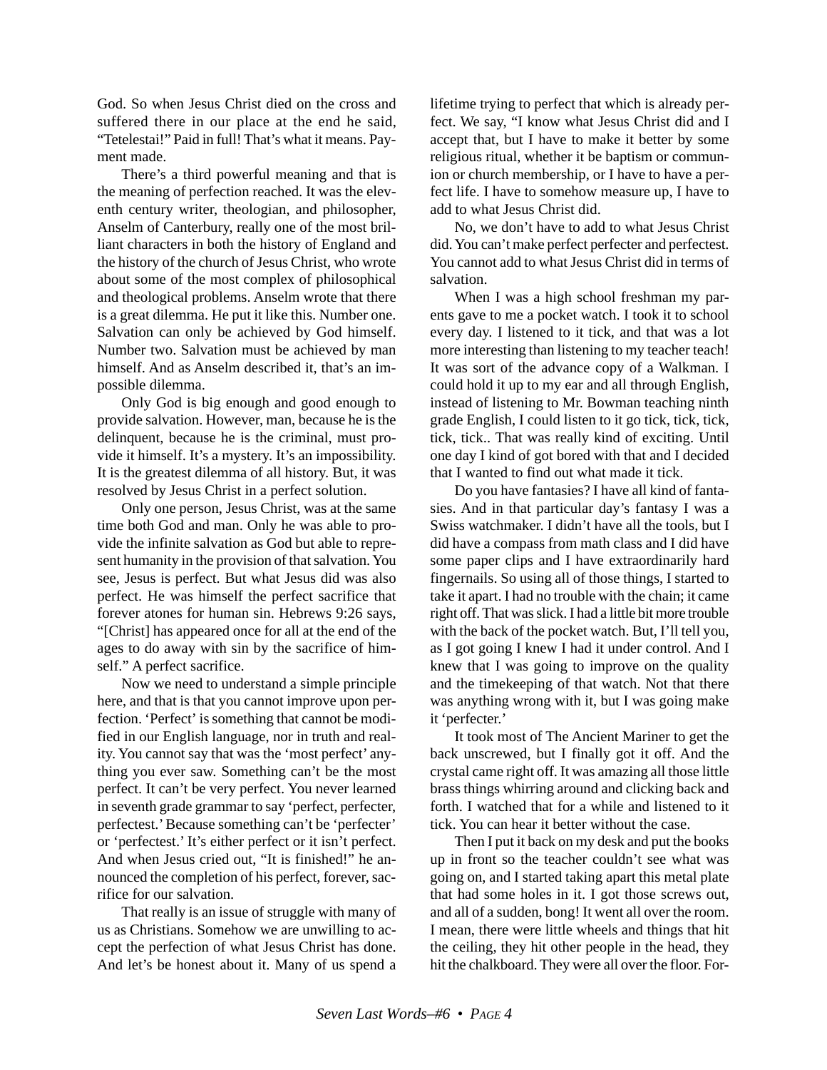God. So when Jesus Christ died on the cross and suffered there in our place at the end he said, "Tetelestai!" Paid in full! That's what it means. Payment made.

There's a third powerful meaning and that is the meaning of perfection reached. It was the eleventh century writer, theologian, and philosopher, Anselm of Canterbury, really one of the most brilliant characters in both the history of England and the history of the church of Jesus Christ, who wrote about some of the most complex of philosophical and theological problems. Anselm wrote that there is a great dilemma. He put it like this. Number one. Salvation can only be achieved by God himself. Number two. Salvation must be achieved by man himself. And as Anselm described it, that's an impossible dilemma.

Only God is big enough and good enough to provide salvation. However, man, because he is the delinquent, because he is the criminal, must provide it himself. It's a mystery. It's an impossibility. It is the greatest dilemma of all history. But, it was resolved by Jesus Christ in a perfect solution.

Only one person, Jesus Christ, was at the same time both God and man. Only he was able to provide the infinite salvation as God but able to represent humanity in the provision of that salvation. You see, Jesus is perfect. But what Jesus did was also perfect. He was himself the perfect sacrifice that forever atones for human sin. Hebrews 9:26 says, "[Christ] has appeared once for all at the end of the ages to do away with sin by the sacrifice of himself." A perfect sacrifice.

Now we need to understand a simple principle here, and that is that you cannot improve upon perfection. 'Perfect' is something that cannot be modified in our English language, nor in truth and reality. You cannot say that was the 'most perfect' anything you ever saw. Something can't be the most perfect. It can't be very perfect. You never learned in seventh grade grammar to say 'perfect, perfecter, perfectest.' Because something can't be 'perfecter' or 'perfectest.' It's either perfect or it isn't perfect. And when Jesus cried out, "It is finished!" he announced the completion of his perfect, forever, sacrifice for our salvation.

That really is an issue of struggle with many of us as Christians. Somehow we are unwilling to accept the perfection of what Jesus Christ has done. And let's be honest about it. Many of us spend a lifetime trying to perfect that which is already perfect. We say, "I know what Jesus Christ did and I accept that, but I have to make it better by some religious ritual, whether it be baptism or communion or church membership, or I have to have a perfect life. I have to somehow measure up, I have to add to what Jesus Christ did.

No, we don't have to add to what Jesus Christ did. You can't make perfect perfecter and perfectest. You cannot add to what Jesus Christ did in terms of salvation.

When I was a high school freshman my parents gave to me a pocket watch. I took it to school every day. I listened to it tick, and that was a lot more interesting than listening to my teacher teach! It was sort of the advance copy of a Walkman. I could hold it up to my ear and all through English, instead of listening to Mr. Bowman teaching ninth grade English, I could listen to it go tick, tick, tick, tick, tick.. That was really kind of exciting. Until one day I kind of got bored with that and I decided that I wanted to find out what made it tick.

Do you have fantasies? I have all kind of fantasies. And in that particular day's fantasy I was a Swiss watchmaker. I didn't have all the tools, but I did have a compass from math class and I did have some paper clips and I have extraordinarily hard fingernails. So using all of those things, I started to take it apart. I had no trouble with the chain; it came right off. That was slick. I had a little bit more trouble with the back of the pocket watch. But, I'll tell you, as I got going I knew I had it under control. And I knew that I was going to improve on the quality and the timekeeping of that watch. Not that there was anything wrong with it, but I was going make it 'perfecter.'

It took most of The Ancient Mariner to get the back unscrewed, but I finally got it off. And the crystal came right off. It was amazing all those little brass things whirring around and clicking back and forth. I watched that for a while and listened to it tick. You can hear it better without the case.

Then I put it back on my desk and put the books up in front so the teacher couldn't see what was going on, and I started taking apart this metal plate that had some holes in it. I got those screws out, and all of a sudden, bong! It went all over the room. I mean, there were little wheels and things that hit the ceiling, they hit other people in the head, they hit the chalkboard. They were all over the floor. For-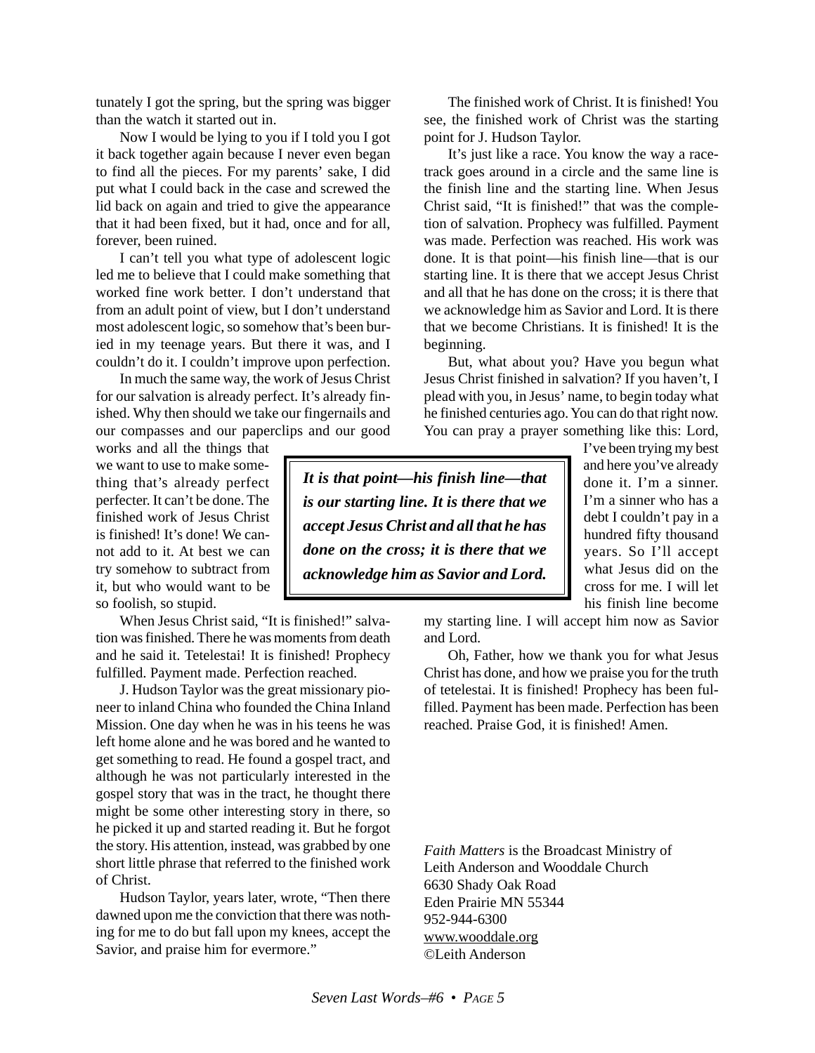tunately I got the spring, but the spring was bigger than the watch it started out in.

Now I would be lying to you if I told you I got it back together again because I never even began to find all the pieces. For my parents' sake, I did put what I could back in the case and screwed the lid back on again and tried to give the appearance that it had been fixed, but it had, once and for all, forever, been ruined.

I can't tell you what type of adolescent logic led me to believe that I could make something that worked fine work better. I don't understand that from an adult point of view, but I don't understand most adolescent logic, so somehow that's been buried in my teenage years. But there it was, and I couldn't do it. I couldn't improve upon perfection.

In much the same way, the work of Jesus Christ for our salvation is already perfect. It's already finished. Why then should we take our fingernails and our compasses and our paperclips and our good works and all the things that we want to use to make something that's already perfect perfecter. It can't be done. The finished work of Jesus Christ is finished! It's done! We cannot add to it. At best we can try somehow to subtract from it, but who would want to be so foolish, so stupid.

When Jesus Christ said, "It is finished!" salvation was finished. There he was moments from death and he said it. Tetelestai! It is finished! Prophecy fulfilled. Payment made. Perfection reached.

J. Hudson Taylor was the great missionary pioneer to inland China who founded the China Inland Mission. One day when he was in his teens he was left home alone and he was bored and he wanted to get something to read. He found a gospel tract, and although he was not particularly interested in the gospel story that was in the tract, he thought there might be some other interesting story in there, so he picked it up and started reading it. But he forgot the story. His attention, instead, was grabbed by one short little phrase that referred to the finished work of Christ.

Hudson Taylor, years later, wrote, "Then there dawned upon me the conviction that there was nothing for me to do but fall upon my knees, accept the Savior, and praise him for evermore."

The finished work of Christ. It is finished! You see, the finished work of Christ was the starting point for J. Hudson Taylor.

It's just like a race. You know the way a racetrack goes around in a circle and the same line is the finish line and the starting line. When Jesus Christ said, "It is finished!" that was the completion of salvation. Prophecy was fulfilled. Payment was made. Perfection was reached. His work was done. It is that point—his finish line—that is our starting line. It is there that we accept Jesus Christ and all that he has done on the cross; it is there that we acknowledge him as Savior and Lord. It is there that we become Christians. It is finished! It is the beginning.

But, what about you? Have you begun what Jesus Christ finished in salvation? If you haven't, I plead with you, in Jesus' name, to begin today what he finished centuries ago. You can do that right now. You can pray a prayer something like this: Lord, I've been trying my best and here you've already done it. I'm a sinner. I'm a sinner who has a debt I couldn't pay in a hundred fifty thousand years. So I'll accept what Jesus did on the cross for me. I will let his finish line become my starting line. I will accept him now as Savior and Lord.

> ***It is that point—his finish line—that is our starting line. It is there that we accept Jesus Christ and all that he has done on the cross; it is there that we acknowledge him as Savior and Lord.***

Oh, Father, how we thank you for what Jesus Christ has done, and how we praise you for the truth of tetelestai. It is finished! Prophecy has been fulfilled. Payment has been made. Perfection has been reached. Praise God, it is finished! Amen.

*Faith Matters* is the Broadcast Ministry of
Leith Anderson and Wooddale Church
6630 Shady Oak Road
Eden Prairie MN 55344
952-944-6300
www.wooddale.org
©Leith Anderson